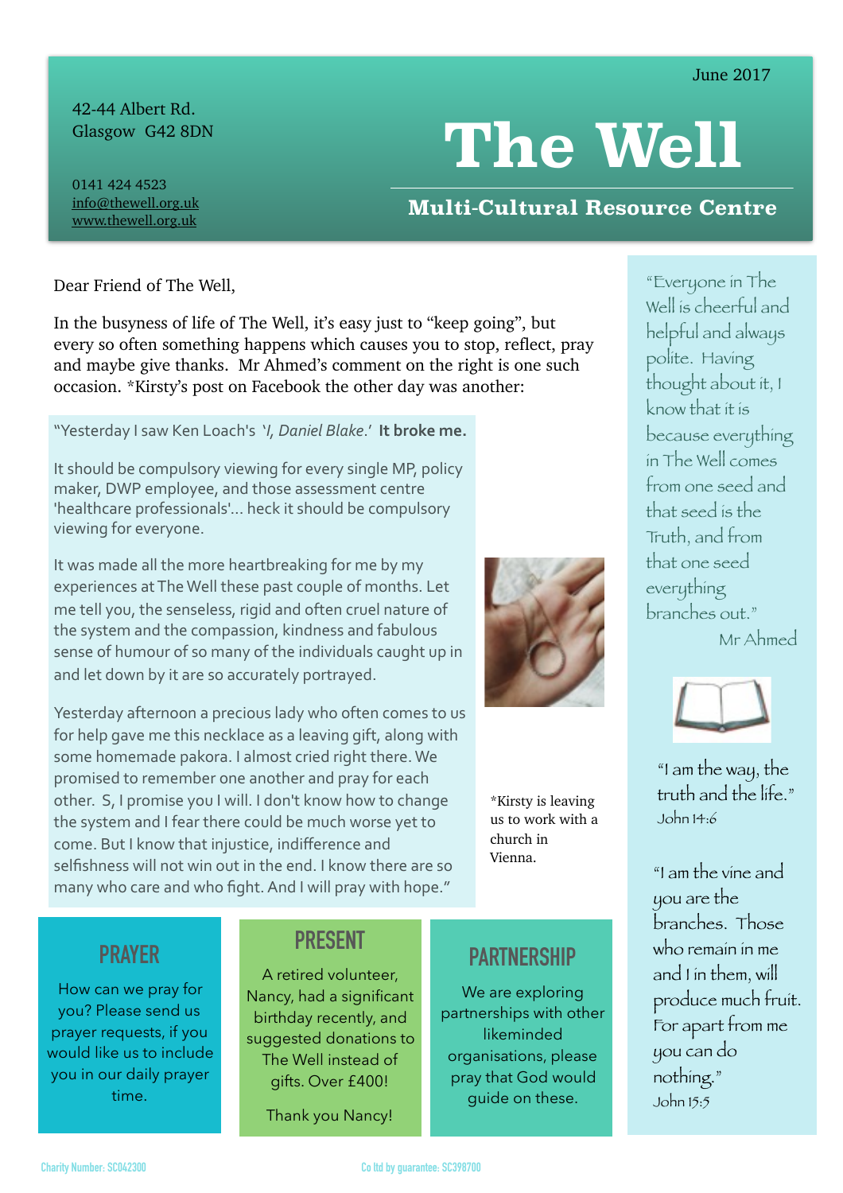June 2017

42-44 Albert Rd.
Glasgow G42 8DN

0141 424 4523
info@thewell.org.uk
www.thewell.org.uk

# The Well

## Multi-Cultural Resource Centre

Dear Friend of The Well,

In the busyness of life of The Well, it's easy just to "keep going", but every so often something happens which causes you to stop, reflect, pray and maybe give thanks. Mr Ahmed's comment on the right is one such occasion. *Kirsty's post on Facebook the other day was another:

> "Yesterday I saw Ken Loach's '*I, Daniel Blake*.' **It broke me.**
>
> It should be compulsory viewing for every single MP, policy maker, DWP employee, and those assessment centre 'healthcare professionals'... heck it should be compulsory viewing for everyone.
>
> It was made all the more heartbreaking for me by my experiences at The Well these past couple of months. Let me tell you, the senseless, rigid and often cruel nature of the system and the compassion, kindness and fabulous sense of humour of so many of the individuals caught up in and let down by it are so accurately portrayed.
>
> Yesterday afternoon a precious lady who often comes to us for help gave me this necklace as a leaving gift, along with some homemade pakora. I almost cried right there. We promised to remember one another and pray for each other. S, I promise you I will. I don't know how to change the system and I fear there could be much worse yet to come. But I know that injustice, indifference and selfishness will not win out in the end. I know there are so many who care and who fight. And I will pray with hope."

*Kirsty is leaving us to work with a church in Vienna.

"Everyone in The Well is cheerful and helpful and always polite. Having thought about it, I know that it is because everything in The Well comes from one seed and that seed is the Truth, and from that one seed everything branches out."
Mr Ahmed

"I am the way, the truth and the life."
John 14:6

"I am the vine and you are the branches. Those who remain in me and I in them, will produce much fruit. For apart from me you can do nothing."
John 15:5

### PRAYER

How can we pray for you? Please send us prayer requests, if you would like us to include you in our daily prayer time.

### PRESENT

A retired volunteer, Nancy, had a significant birthday recently, and suggested donations to The Well instead of gifts. Over £400!

Thank you Nancy!

### PARTNERSHIP

We are exploring partnerships with other likeminded organisations, please pray that God would guide on these.

Charity Number: SC042300

Co ltd by guarantee: SC398700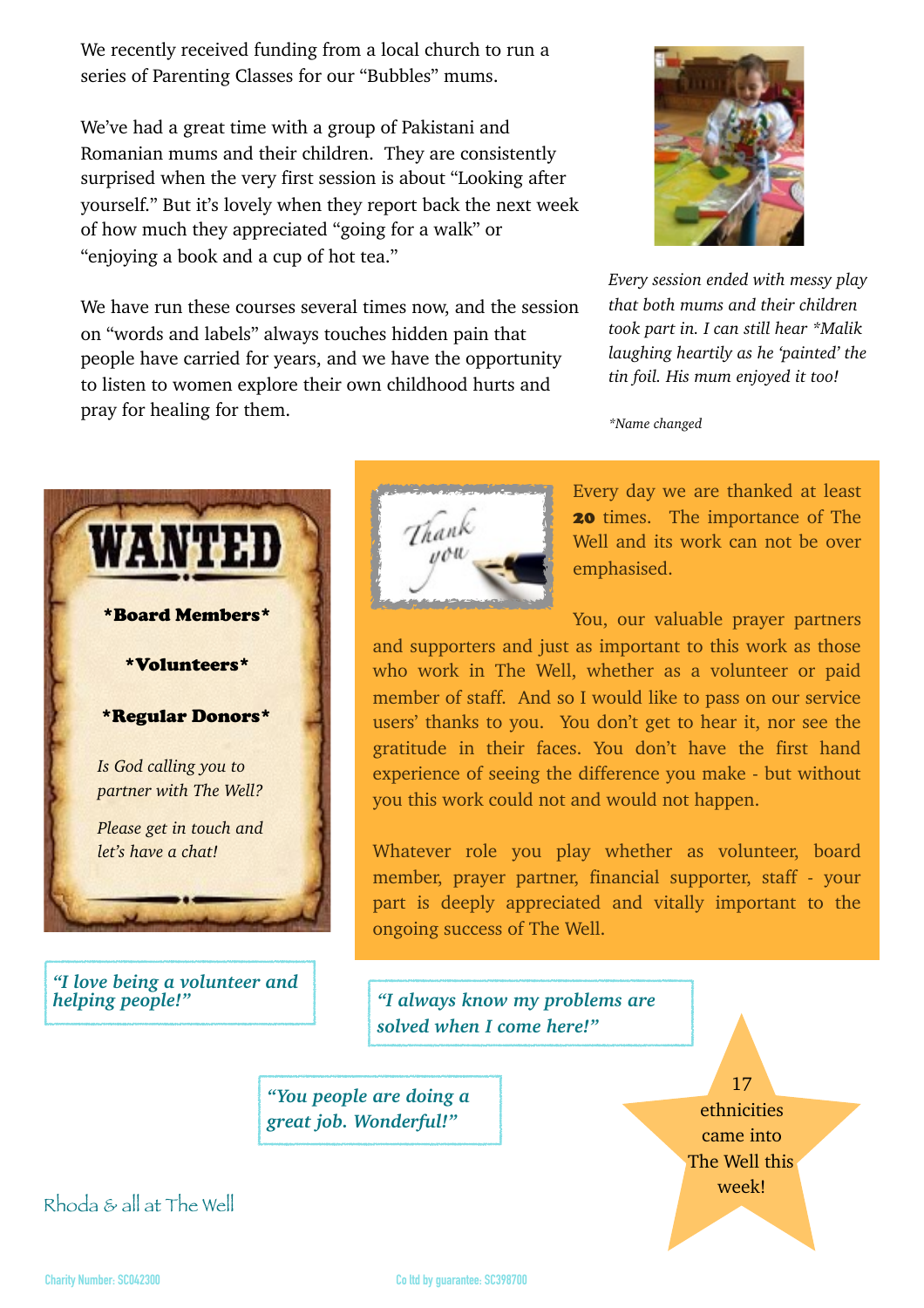We recently received funding from a local church to run a series of Parenting Classes for our "Bubbles" mums.

We've had a great time with a group of Pakistani and Romanian mums and their children. They are consistently surprised when the very first session is about "Looking after yourself." But it's lovely when they report back the next week of how much they appreciated "going for a walk" or "enjoying a book and a cup of hot tea."

We have run these courses several times now, and the session on "words and labels" always touches hidden pain that people have carried for years, and we have the opportunity to listen to women explore their own childhood hurts and pray for healing for them.

*Every session ended with messy play that both mums and their children took part in. I can still hear *Malik laughing heartily as he 'painted' the tin foil. His mum enjoyed it too!*

**Name changed*

# WANTED

**\*Board Members\***

**\*Volunteers\***

**\*Regular Donors\***

*Is God calling you to partner with The Well?*

*Please get in touch and let's have a chat!*

Every day we are thanked at least **20** times. The importance of The Well and its work can not be over emphasised.

You, our valuable prayer partners and supporters and just as important to this work as those who work in The Well, whether as a volunteer or paid member of staff. And so I would like to pass on our service users' thanks to you. You don't get to hear it, nor see the gratitude in their faces. You don't have the first hand experience of seeing the difference you make - but without you this work could not and would not happen.

Whatever role you play whether as volunteer, board member, prayer partner, financial supporter, staff - your part is deeply appreciated and vitally important to the ongoing success of The Well.

***"I love being a volunteer and helping people!"***

***"I always know my problems are solved when I come here!"***

***"You people are doing a great job. Wonderful!"***

17 ethnicities came into The Well this week!

Rhoda & all at The Well

Charity Number: SC042300

Co ltd by guarantee: SC398700